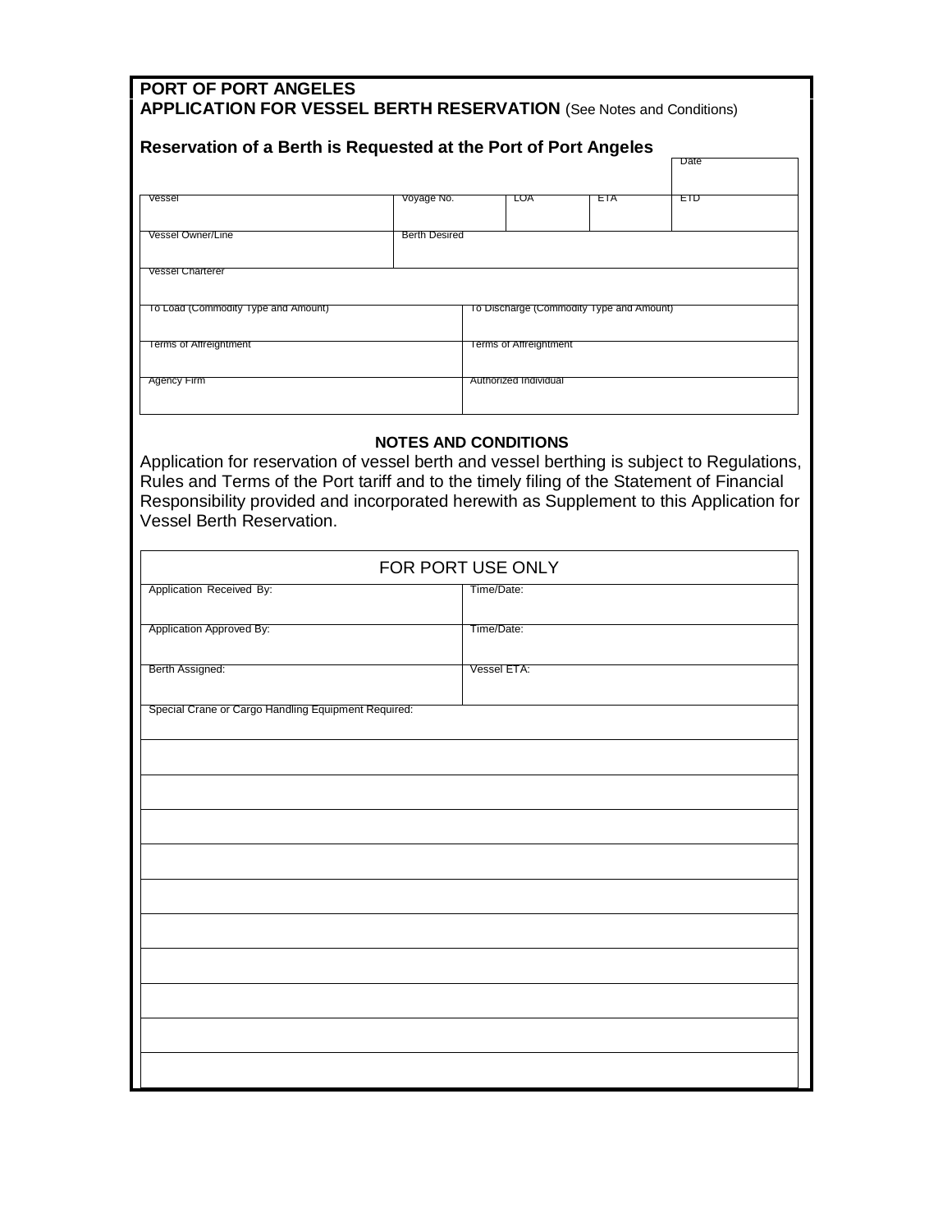# PORT OF PORT ANGELES

## APPLICATION FOR VESSEL BERTH RESERVATION (See Notes and Conditions)

### Reservation of a Berth is Requested at the Port of Port Angeles

| | | | | Date |
|---|---|---|---|---|
| Vessel | Voyage No. | LOA | ETA | ETD |
| Vessel Owner/Line | Berth Desired | | | |
| Vessel Charterer | | | | |

| | |
|---|---|
| To Load (Commodity Type and Amount) | To Discharge (Commodity Type and Amount) |
| Terms of Affreightment | Terms of Affreightment |
| Agency Firm | Authorized Individual |

### NOTES AND CONDITIONS

Application for reservation of vessel berth and vessel berthing is subject to Regulations, Rules and Terms of the Port tariff and to the timely filing of the Statement of Financial Responsibility provided and incorporated herewith as Supplement to this Application for Vessel Berth Reservation.

| FOR PORT USE ONLY | |
|---|---|
| Application Received By: | Time/Date: |
| Application Approved By: | Time/Date: |
| Berth Assigned: | Vessel ETA: |
| Special Crane or Cargo Handling Equipment Required: | |
| | |
| | |
| | |
| | |
| | |
| | |
| | |
| | |
| | |
| | |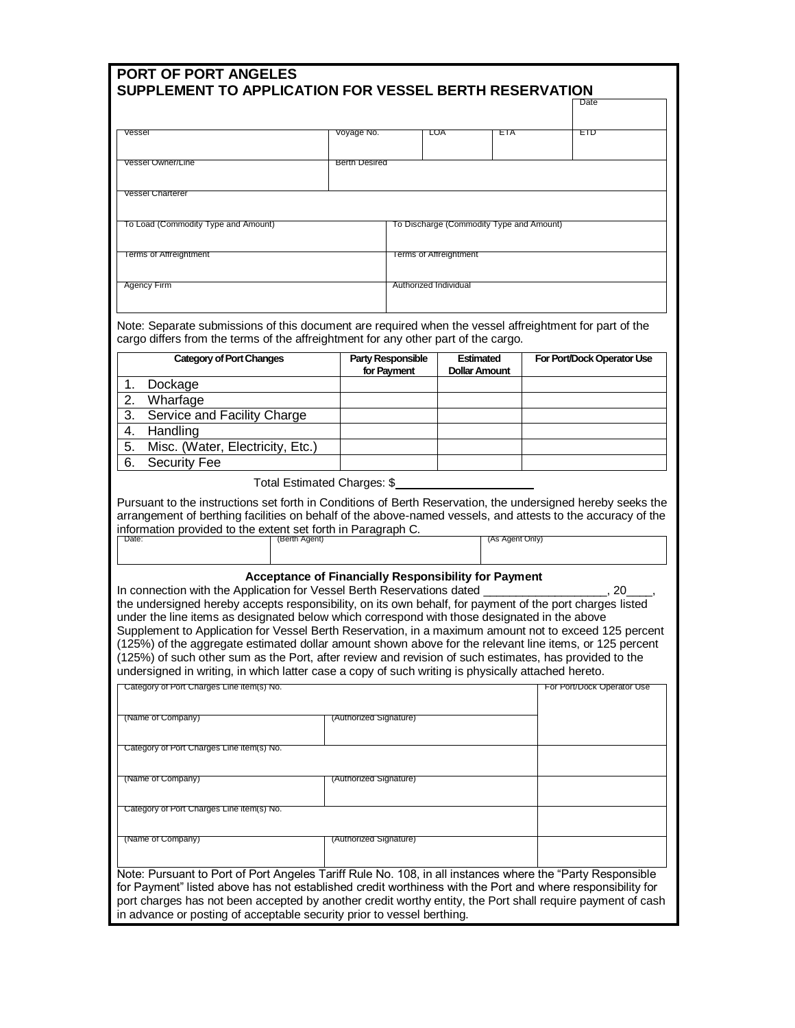# PORT OF PORT ANGELES
## SUPPLEMENT TO APPLICATION FOR VESSEL BERTH RESERVATION

| | | | | | Date |
|---|---|---|---|---|---|
| Vessel | Voyage No. | LOA | ETA | | ETD |
| Vessel Owner/Line | Berth Desired | | | | |
| Vessel Charterer | | | | | |

| | |
|---|---|
| To Load (Commodity Type and Amount) | To Discharge (Commodity Type and Amount) |
| Terms of Affreightment | Terms of Affreightment |
| Agency Firm | Authorized Individual |

Note: Separate submissions of this document are required when the vessel affreightment for part of the cargo differs from the terms of the affreightment for any other part of the cargo.

| Category of Port Changes | Party Responsible for Payment | Estimated Dollar Amount | For Port/Dock Operator Use |
|---|---|---|---|
| 1. Dockage | | | |
| 2. Wharfage | | | |
| 3. Service and Facility Charge | | | |
| 4. Handling | | | |
| 5. Misc. (Water, Electricity, Etc.) | | | |
| 6. Security Fee | | | |

Total Estimated Charges: $____________________

Pursuant to the instructions set forth in Conditions of Berth Reservation, the undersigned hereby seeks the arrangement of berthing facilities on behalf of the above-named vessels, and attests to the accuracy of the information provided to the extent set forth in Paragraph C.

| Date: | (Berth Agent) | (As Agent Only) |
|---|---|---|
| | | |

### Acceptance of Financially Responsibility for Payment

In connection with the Application for Vessel Berth Reservations dated ___________________, 20____, the undersigned hereby accepts responsibility, on its own behalf, for payment of the port charges listed under the line items as designated below which correspond with those designated in the above Supplement to Application for Vessel Berth Reservation, in a maximum amount not to exceed 125 percent (125%) of the aggregate estimated dollar amount shown above for the relevant line items, or 125 percent (125%) of such other sum as the Port, after review and revision of such estimates, has provided to the undersigned in writing, in which latter case a copy of such writing is physically attached hereto.

| Category of Port Charges Line Item(s) No. | | For Port/Dock Operator Use |
|---|---|---|
| (Name of Company) | (Authorized Signature) | |
| Category of Port Charges Line Item(s) No. | | |
| (Name of Company) | (Authorized Signature) | |
| Category of Port Charges Line Item(s) No. | | |
| (Name of Company) | (Authorized Signature) | |

Note: Pursuant to Port of Port Angeles Tariff Rule No. 108, in all instances where the "Party Responsible for Payment" listed above has not established credit worthiness with the Port and where responsibility for port charges has not been accepted by another credit worthy entity, the Port shall require payment of cash in advance or posting of acceptable security prior to vessel berthing.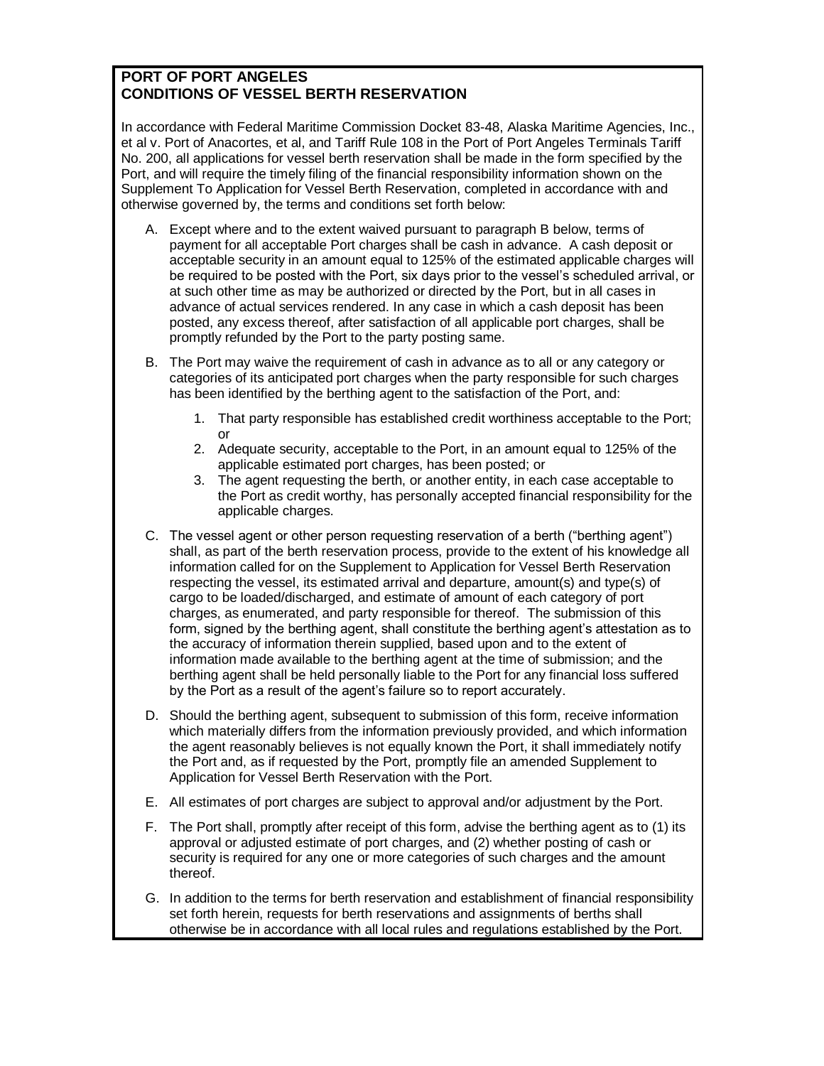## PORT OF PORT ANGELES
## CONDITIONS OF VESSEL BERTH RESERVATION

In accordance with Federal Maritime Commission Docket 83-48, Alaska Maritime Agencies, Inc., et al v. Port of Anacortes, et al, and Tariff Rule 108 in the Port of Port Angeles Terminals Tariff No. 200, all applications for vessel berth reservation shall be made in the form specified by the Port, and will require the timely filing of the financial responsibility information shown on the Supplement To Application for Vessel Berth Reservation, completed in accordance with and otherwise governed by, the terms and conditions set forth below:

A. Except where and to the extent waived pursuant to paragraph B below, terms of payment for all acceptable Port charges shall be cash in advance. A cash deposit or acceptable security in an amount equal to 125% of the estimated applicable charges will be required to be posted with the Port, six days prior to the vessel's scheduled arrival, or at such other time as may be authorized or directed by the Port, but in all cases in advance of actual services rendered. In any case in which a cash deposit has been posted, any excess thereof, after satisfaction of all applicable port charges, shall be promptly refunded by the Port to the party posting same.

B. The Port may waive the requirement of cash in advance as to all or any category or categories of its anticipated port charges when the party responsible for such charges has been identified by the berthing agent to the satisfaction of the Port, and:

   1. That party responsible has established credit worthiness acceptable to the Port; or
   2. Adequate security, acceptable to the Port, in an amount equal to 125% of the applicable estimated port charges, has been posted; or
   3. The agent requesting the berth, or another entity, in each case acceptable to the Port as credit worthy, has personally accepted financial responsibility for the applicable charges.

C. The vessel agent or other person requesting reservation of a berth ("berthing agent") shall, as part of the berth reservation process, provide to the extent of his knowledge all information called for on the Supplement to Application for Vessel Berth Reservation respecting the vessel, its estimated arrival and departure, amount(s) and type(s) of cargo to be loaded/discharged, and estimate of amount of each category of port charges, as enumerated, and party responsible for thereof. The submission of this form, signed by the berthing agent, shall constitute the berthing agent's attestation as to the accuracy of information therein supplied, based upon and to the extent of information made available to the berthing agent at the time of submission; and the berthing agent shall be held personally liable to the Port for any financial loss suffered by the Port as a result of the agent's failure so to report accurately.

D. Should the berthing agent, subsequent to submission of this form, receive information which materially differs from the information previously provided, and which information the agent reasonably believes is not equally known the Port, it shall immediately notify the Port and, as if requested by the Port, promptly file an amended Supplement to Application for Vessel Berth Reservation with the Port.

E. All estimates of port charges are subject to approval and/or adjustment by the Port.

F. The Port shall, promptly after receipt of this form, advise the berthing agent as to (1) its approval or adjusted estimate of port charges, and (2) whether posting of cash or security is required for any one or more categories of such charges and the amount thereof.

G. In addition to the terms for berth reservation and establishment of financial responsibility set forth herein, requests for berth reservations and assignments of berths shall otherwise be in accordance with all local rules and regulations established by the Port.